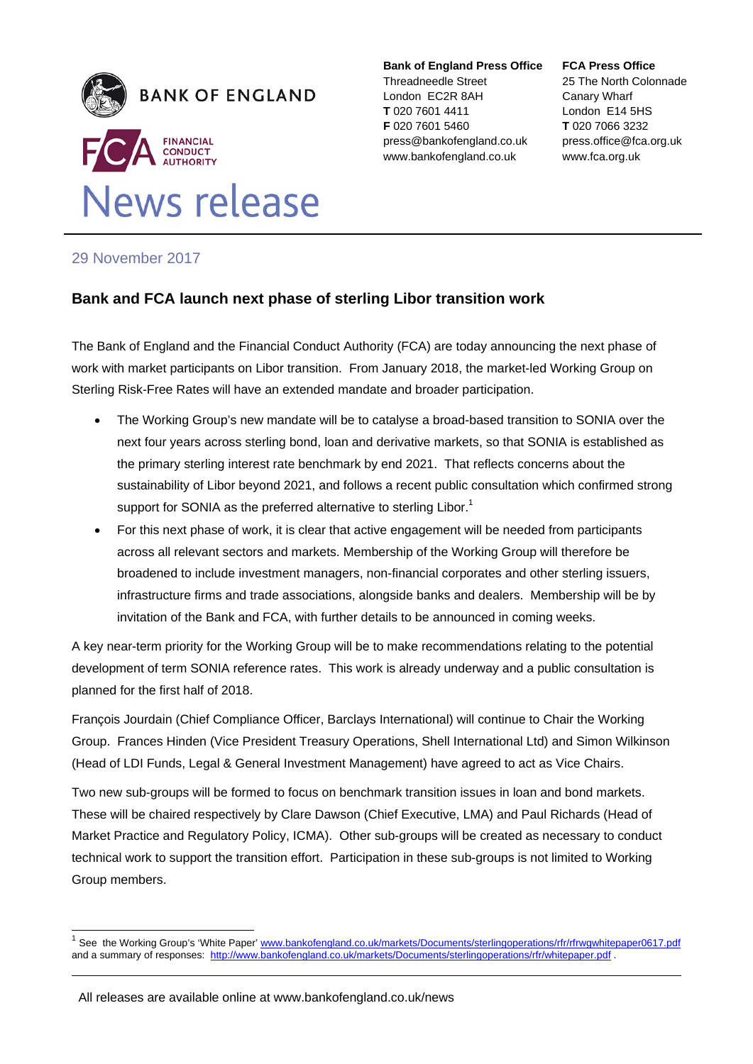**BANK OF ENGLAND**

**FCA** FINANCIAL CONDUCT AUTHORITY

# News release

**Bank of England Press Office**
Threadneedle Street
London EC2R 8AH
**T** 020 7601 4411
**F** 020 7601 5460
press@bankofengland.co.uk
www.bankofengland.co.uk

**FCA Press Office**
25 The North Colonnade
Canary Wharf
London E14 5HS
**T** 020 7066 3232
press.office@fca.org.uk
www.fca.org.uk

29 November 2017

## Bank and FCA launch next phase of sterling Libor transition work

The Bank of England and the Financial Conduct Authority (FCA) are today announcing the next phase of work with market participants on Libor transition. From January 2018, the market-led Working Group on Sterling Risk-Free Rates will have an extended mandate and broader participation.

- The Working Group's new mandate will be to catalyse a broad-based transition to SONIA over the next four years across sterling bond, loan and derivative markets, so that SONIA is established as the primary sterling interest rate benchmark by end 2021. That reflects concerns about the sustainability of Libor beyond 2021, and follows a recent public consultation which confirmed strong support for SONIA as the preferred alternative to sterling Libor.[1]
- For this next phase of work, it is clear that active engagement will be needed from participants across all relevant sectors and markets. Membership of the Working Group will therefore be broadened to include investment managers, non-financial corporates and other sterling issuers, infrastructure firms and trade associations, alongside banks and dealers. Membership will be by invitation of the Bank and FCA, with further details to be announced in coming weeks.

A key near-term priority for the Working Group will be to make recommendations relating to the potential development of term SONIA reference rates. This work is already underway and a public consultation is planned for the first half of 2018.

François Jourdain (Chief Compliance Officer, Barclays International) will continue to Chair the Working Group. Frances Hinden (Vice President Treasury Operations, Shell International Ltd) and Simon Wilkinson (Head of LDI Funds, Legal & General Investment Management) have agreed to act as Vice Chairs.

Two new sub-groups will be formed to focus on benchmark transition issues in loan and bond markets. These will be chaired respectively by Clare Dawson (Chief Executive, LMA) and Paul Richards (Head of Market Practice and Regulatory Policy, ICMA). Other sub-groups will be created as necessary to conduct technical work to support the transition effort. Participation in these sub-groups is not limited to Working Group members.

---

[1] See the Working Group's 'White Paper' www.bankofengland.co.uk/markets/Documents/sterlingoperations/rfr/rfrwgwhitepaper0617.pdf and a summary of responses: http://www.bankofengland.co.uk/markets/Documents/sterlingoperations/rfr/whitepaper.pdf .

All releases are available online at www.bankofengland.co.uk/news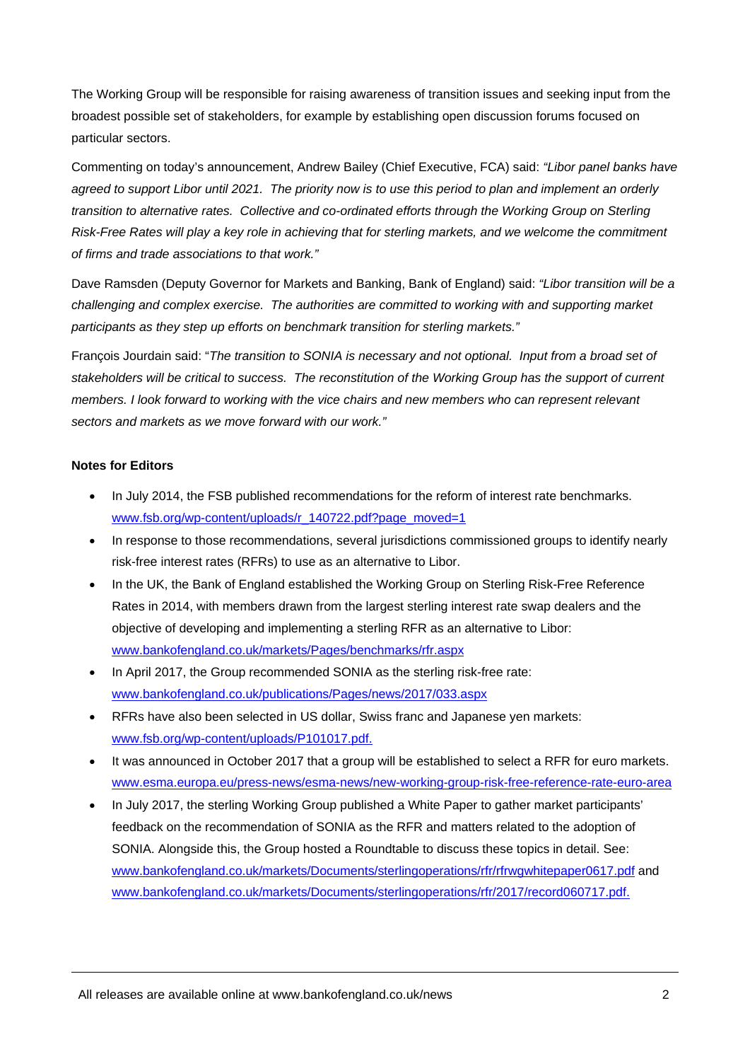The Working Group will be responsible for raising awareness of transition issues and seeking input from the broadest possible set of stakeholders, for example by establishing open discussion forums focused on particular sectors.

Commenting on today's announcement, Andrew Bailey (Chief Executive, FCA) said: *"Libor panel banks have agreed to support Libor until 2021. The priority now is to use this period to plan and implement an orderly transition to alternative rates. Collective and co-ordinated efforts through the Working Group on Sterling Risk-Free Rates will play a key role in achieving that for sterling markets, and we welcome the commitment of firms and trade associations to that work."*

Dave Ramsden (Deputy Governor for Markets and Banking, Bank of England) said: *"Libor transition will be a challenging and complex exercise. The authorities are committed to working with and supporting market participants as they step up efforts on benchmark transition for sterling markets."*

François Jourdain said: "*The transition to SONIA is necessary and not optional. Input from a broad set of stakeholders will be critical to success. The reconstitution of the Working Group has the support of current members. I look forward to working with the vice chairs and new members who can represent relevant sectors and markets as we move forward with our work.*"

**Notes for Editors**

- In July 2014, the FSB published recommendations for the reform of interest rate benchmarks. www.fsb.org/wp-content/uploads/r_140722.pdf?page_moved=1
- In response to those recommendations, several jurisdictions commissioned groups to identify nearly risk-free interest rates (RFRs) to use as an alternative to Libor.
- In the UK, the Bank of England established the Working Group on Sterling Risk-Free Reference Rates in 2014, with members drawn from the largest sterling interest rate swap dealers and the objective of developing and implementing a sterling RFR as an alternative to Libor: www.bankofengland.co.uk/markets/Pages/benchmarks/rfr.aspx
- In April 2017, the Group recommended SONIA as the sterling risk-free rate: www.bankofengland.co.uk/publications/Pages/news/2017/033.aspx
- RFRs have also been selected in US dollar, Swiss franc and Japanese yen markets: www.fsb.org/wp-content/uploads/P101017.pdf.
- It was announced in October 2017 that a group will be established to select a RFR for euro markets. www.esma.europa.eu/press-news/esma-news/new-working-group-risk-free-reference-rate-euro-area
- In July 2017, the sterling Working Group published a White Paper to gather market participants' feedback on the recommendation of SONIA as the RFR and matters related to the adoption of SONIA. Alongside this, the Group hosted a Roundtable to discuss these topics in detail. See: www.bankofengland.co.uk/markets/Documents/sterlingoperations/rfr/rfrwgwhitepaper0617.pdf and www.bankofengland.co.uk/markets/Documents/sterlingoperations/rfr/2017/record060717.pdf.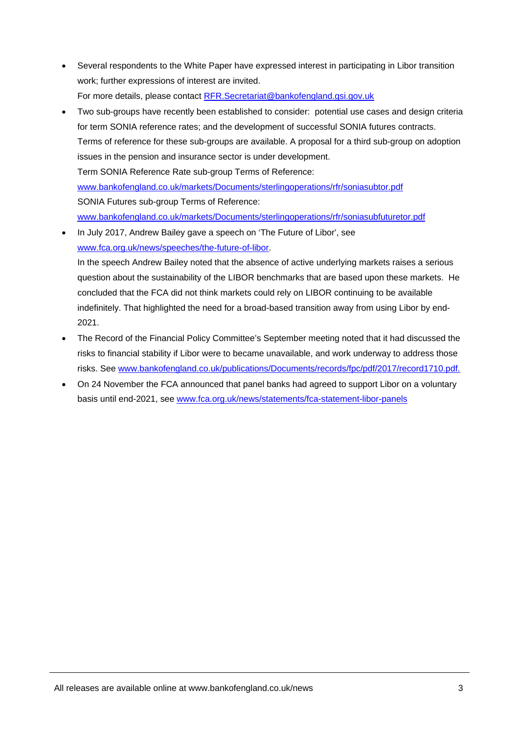- Several respondents to the White Paper have expressed interest in participating in Libor transition work; further expressions of interest are invited.
  For more details, please contact RFR.Secretariat@bankofengland.gsi.gov.uk
- Two sub-groups have recently been established to consider: potential use cases and design criteria for term SONIA reference rates; and the development of successful SONIA futures contracts. Terms of reference for these sub-groups are available. A proposal for a third sub-group on adoption issues in the pension and insurance sector is under development.
  Term SONIA Reference Rate sub-group Terms of Reference:
  www.bankofengland.co.uk/markets/Documents/sterlingoperations/rfr/soniasubtor.pdf
  SONIA Futures sub-group Terms of Reference:
  www.bankofengland.co.uk/markets/Documents/sterlingoperations/rfr/soniasubfuturetor.pdf
- In July 2017, Andrew Bailey gave a speech on 'The Future of Libor', see www.fca.org.uk/news/speeches/the-future-of-libor.
  In the speech Andrew Bailey noted that the absence of active underlying markets raises a serious question about the sustainability of the LIBOR benchmarks that are based upon these markets. He concluded that the FCA did not think markets could rely on LIBOR continuing to be available indefinitely. That highlighted the need for a broad-based transition away from using Libor by end-2021.
- The Record of the Financial Policy Committee's September meeting noted that it had discussed the risks to financial stability if Libor were to became unavailable, and work underway to address those risks. See www.bankofengland.co.uk/publications/Documents/records/fpc/pdf/2017/record1710.pdf.
- On 24 November the FCA announced that panel banks had agreed to support Libor on a voluntary basis until end-2021, see www.fca.org.uk/news/statements/fca-statement-libor-panels